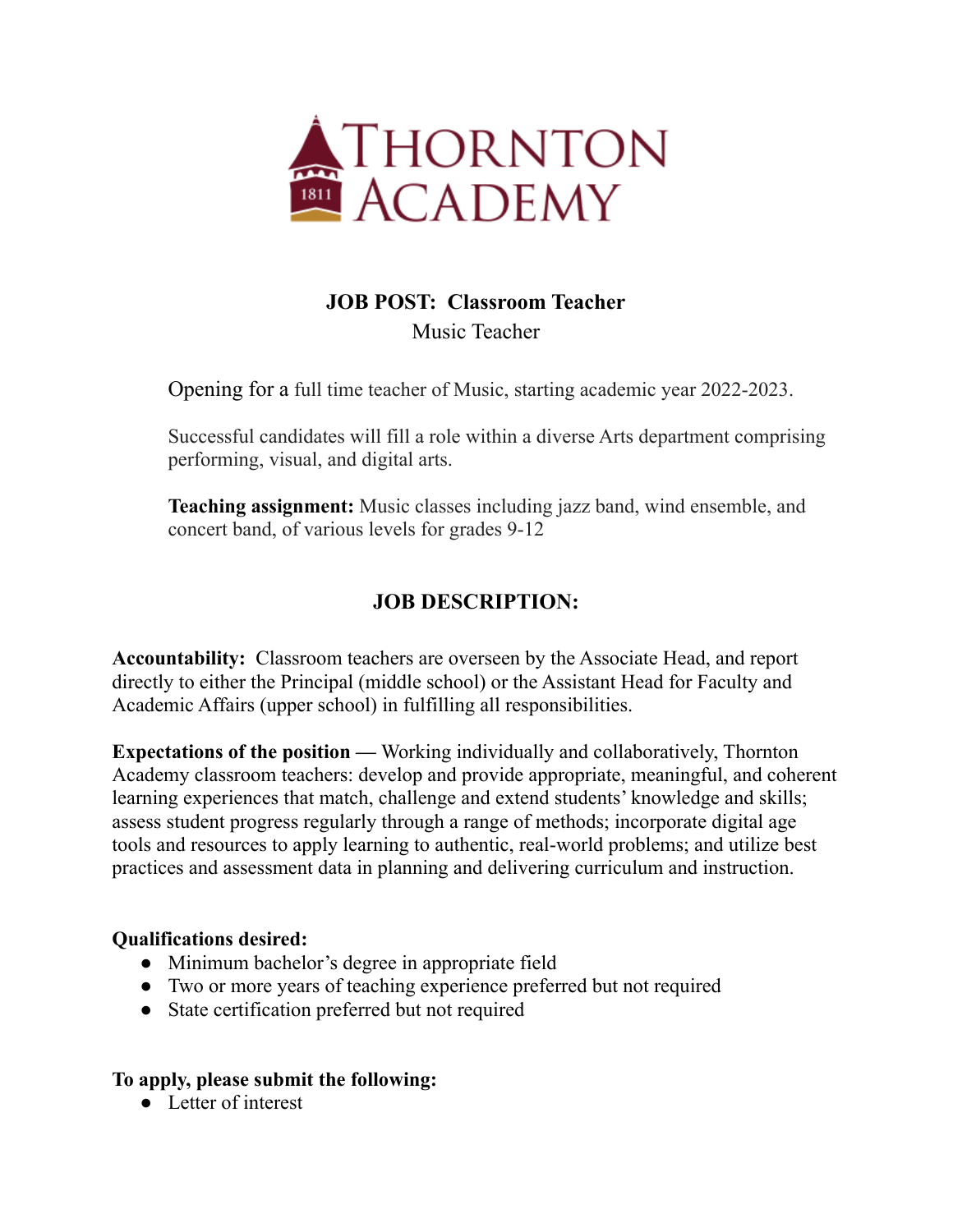# Thornton Academy

1811

**JOB POST: Classroom Teacher**

Music Teacher

Opening for a full time teacher of Music, starting academic year 2022-2023.

Successful candidates will fill a role within a diverse Arts department comprising performing, visual, and digital arts.

**Teaching assignment:** Music classes including jazz band, wind ensemble, and concert band, of various levels for grades 9-12

## JOB DESCRIPTION:

**Accountability:** Classroom teachers are overseen by the Associate Head, and report directly to either the Principal (middle school) or the Assistant Head for Faculty and Academic Affairs (upper school) in fulfilling all responsibilities.

**Expectations of the position —** Working individually and collaboratively, Thornton Academy classroom teachers: develop and provide appropriate, meaningful, and coherent learning experiences that match, challenge and extend students' knowledge and skills; assess student progress regularly through a range of methods; incorporate digital age tools and resources to apply learning to authentic, real-world problems; and utilize best practices and assessment data in planning and delivering curriculum and instruction.

**Qualifications desired:**

- Minimum bachelor's degree in appropriate field
- Two or more years of teaching experience preferred but not required
- State certification preferred but not required

**To apply, please submit the following:**

- Letter of interest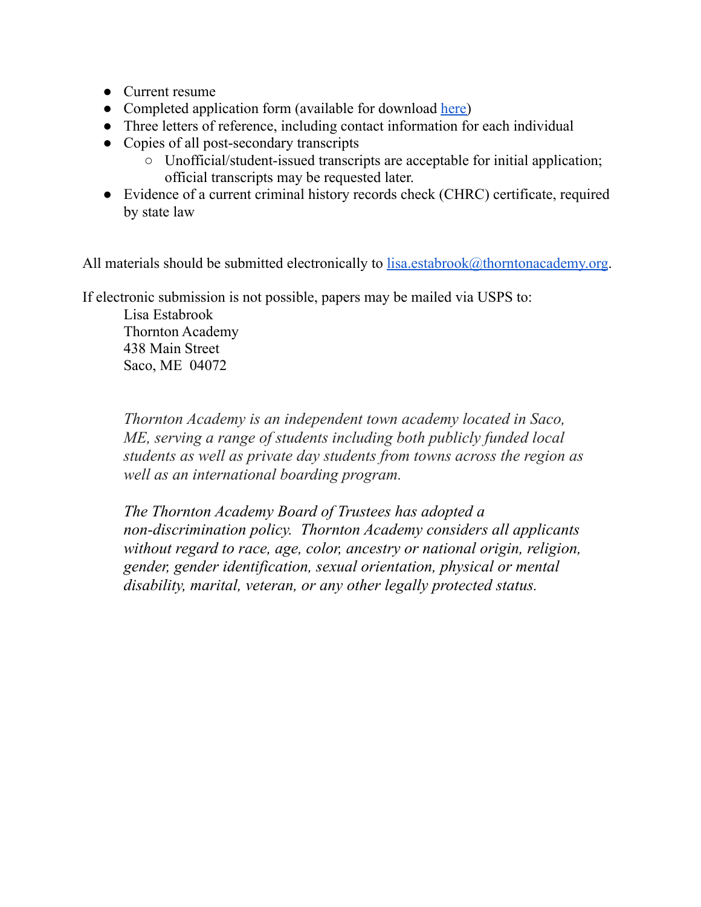- Current resume
- Completed application form (available for download here)
- Three letters of reference, including contact information for each individual
- Copies of all post-secondary transcripts
    - Unofficial/student-issued transcripts are acceptable for initial application; official transcripts may be requested later.
- Evidence of a current criminal history records check (CHRC) certificate, required by state law

All materials should be submitted electronically to lisa.estabrook@thorntonacademy.org.

If electronic submission is not possible, papers may be mailed via USPS to:

Lisa Estabrook
Thornton Academy
438 Main Street
Saco, ME  04072

*Thornton Academy is an independent town academy located in Saco, ME, serving a range of students including both publicly funded local students as well as private day students from towns across the region as well as an international boarding program.*

*The Thornton Academy Board of Trustees has adopted a non-discrimination policy.  Thornton Academy considers all applicants without regard to race, age, color, ancestry or national origin, religion, gender, gender identification, sexual orientation, physical or mental disability, marital, veteran, or any other legally protected status.*